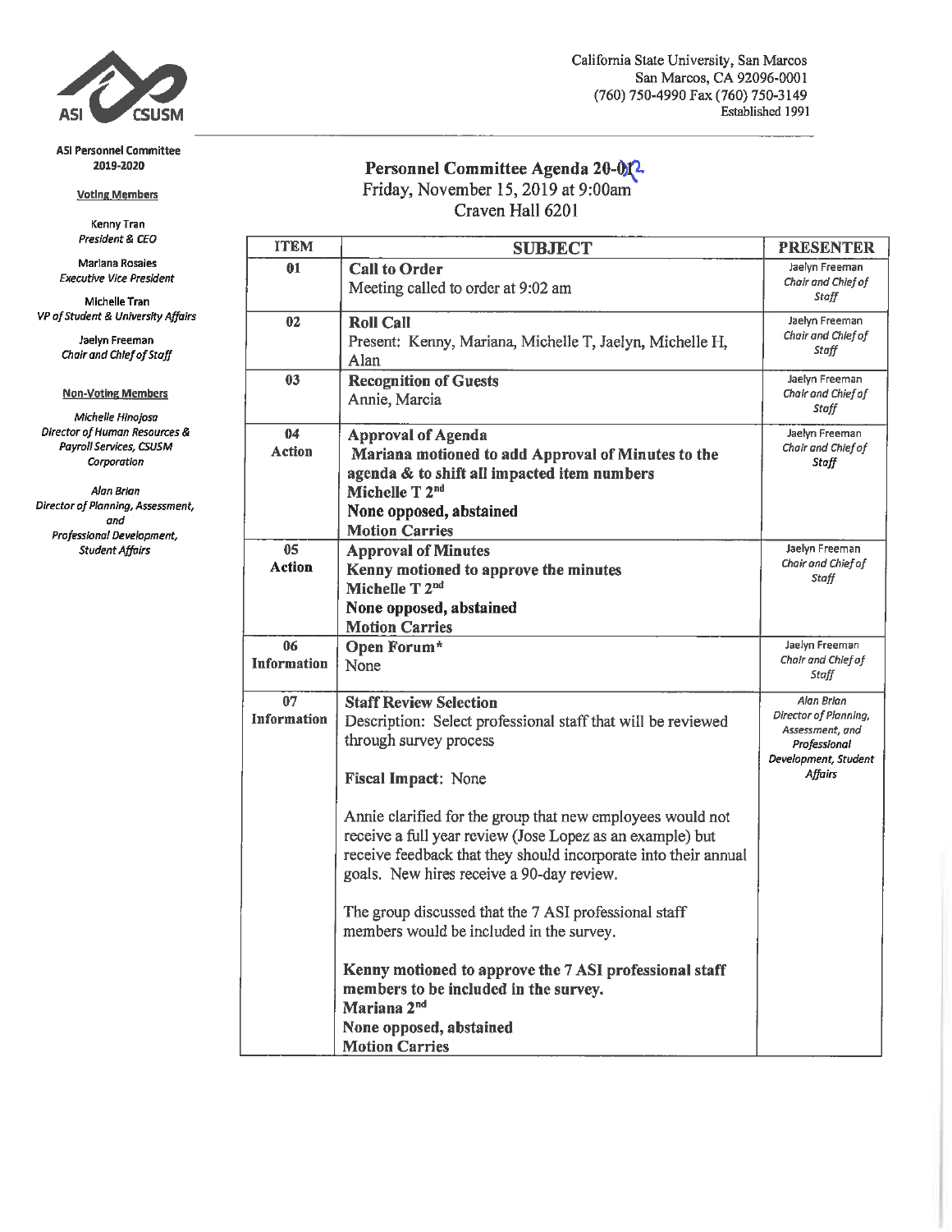ASI CSUSM

California State University, San Marcos
San Marcos, CA 92096-0001
(760) 750-4990 Fax (760) 750-3149
Established 1991

**ASI Personnel Committee 2019-2020**

**Voting Members**

Kenny Tran
*President & CEO*

Mariana Rosales
*Executive Vice President*

Michelle Tran
*VP of Student & University Affairs*

Jaelyn Freeman
*Chair and Chief of Staff*

**Non-Voting Members**

*Michelle Hinojosa*
*Director of Human Resources & Payroll Services, CSUSM Corporation*

*Alan Brian*
*Director of Planning, Assessment, and Professional Development, Student Affairs*

# Personnel Committee Agenda 20-02

Friday, November 15, 2019 at 9:00am
Craven Hall 6201

| ITEM | SUBJECT | PRESENTER |
|---|---|---|
| 01 | **Call to Order**<br>Meeting called to order at 9:02 am | Jaelyn Freeman<br>*Chair and Chief of Staff* |
| 02 | **Roll Call**<br>Present: Kenny, Mariana, Michelle T, Jaelyn, Michelle H, Alan | Jaelyn Freeman<br>*Chair and Chief of Staff* |
| 03 | **Recognition of Guests**<br>Annie, Marcia | Jaelyn Freeman<br>*Chair and Chief of Staff* |
| 04<br>**Action** | **Approval of Agenda**<br>**Mariana motioned to add Approval of Minutes to the agenda & to shift all impacted item numbers**<br>**Michelle T 2nd**<br>**None opposed, abstained**<br>**Motion Carries** | Jaelyn Freeman<br>*Chair and Chief of Staff* |
| 05<br>**Action** | **Approval of Minutes**<br>**Kenny motioned to approve the minutes**<br>**Michelle T 2nd**<br>**None opposed, abstained**<br>**Motion Carries** | Jaelyn Freeman<br>*Chair and Chief of Staff* |
| 06<br>**Information** | **Open Forum***<br>None | Jaelyn Freeman<br>*Chair and Chief of Staff* |
| 07<br>**Information** | **Staff Review Selection**<br>Description: Select professional staff that will be reviewed through survey process<br><br>**Fiscal Impact**: None<br><br>Annie clarified for the group that new employees would not receive a full year review (Jose Lopez as an example) but receive feedback that they should incorporate into their annual goals. New hires receive a 90-day review.<br><br>The group discussed that the 7 ASI professional staff members would be included in the survey.<br><br>**Kenny motioned to approve the 7 ASI professional staff members to be included in the survey.**<br>**Mariana 2nd**<br>**None opposed, abstained**<br>**Motion Carries** | *Alan Brian*<br>*Director of Planning, Assessment, and Professional Development, Student Affairs* |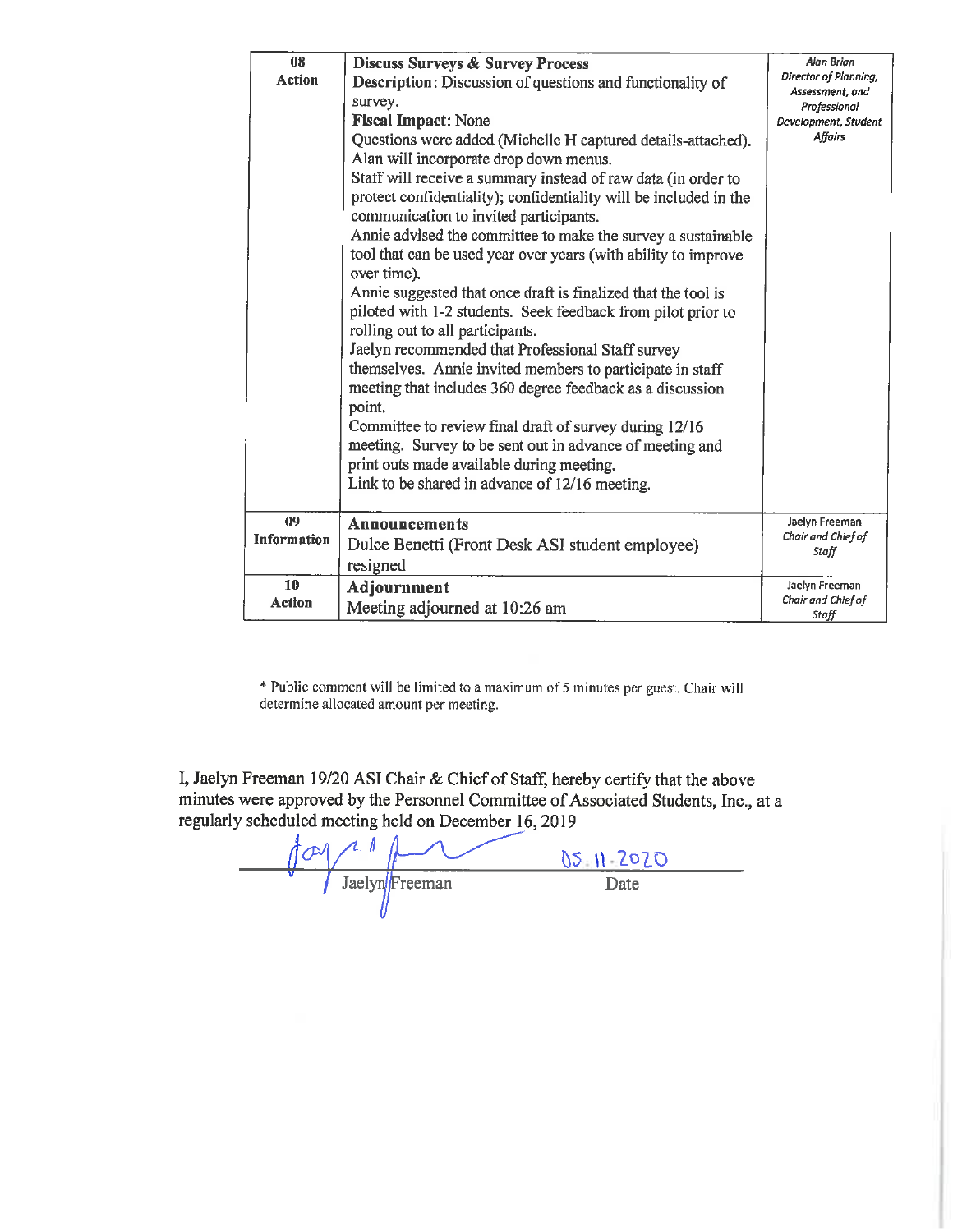| | | |
|---|---|---|
| 08<br>Action | **Discuss Surveys & Survey Process**<br>**Description**: Discussion of questions and functionality of survey.<br>**Fiscal Impact**: None<br>Questions were added (Michelle H captured details-attached). Alan will incorporate drop down menus.<br>Staff will receive a summary instead of raw data (in order to protect confidentiality); confidentiality will be included in the communication to invited participants.<br>Annie advised the committee to make the survey a sustainable tool that can be used year over years (with ability to improve over time).<br>Annie suggested that once draft is finalized that the tool is piloted with 1-2 students. Seek feedback from pilot prior to rolling out to all participants.<br>Jaelyn recommended that Professional Staff survey themselves. Annie invited members to participate in staff meeting that includes 360 degree feedback as a discussion point.<br>Committee to review final draft of survey during 12/16 meeting. Survey to be sent out in advance of meeting and print outs made available during meeting.<br>Link to be shared in advance of 12/16 meeting. | *Alan Brian*<br>*Director of Planning, Assessment, and Professional Development, Student Affairs* |
| 09<br>Information | **Announcements**<br>Dulce Benetti (Front Desk ASI student employee) resigned | Jaelyn Freeman<br>*Chair and Chief of Staff* |
| 10<br>Action | **Adjournment**<br>Meeting adjourned at 10:26 am | Jaelyn Freeman<br>*Chair and Chief of Staff* |

* Public comment will be limited to a maximum of 5 minutes per guest. Chair will determine allocated amount per meeting.

I, Jaelyn Freeman 19/20 ASI Chair & Chief of Staff, hereby certify that the above minutes were approved by the Personnel Committee of Associated Students, Inc., at a regularly scheduled meeting held on December 16, 2019

Jaelyn Freeman — Date: 05.11.2020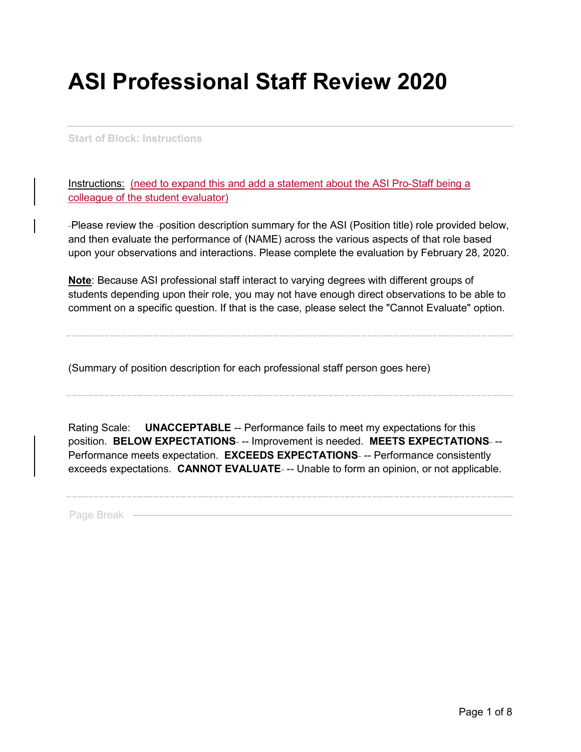# ASI Professional Staff Review 2020

---

Start of Block: Instructions

Instructions: (need to expand this and add a statement about the ASI Pro-Staff being a colleague of the student evaluator)

Please review the position description summary for the ASI (Position title) role provided below, and then evaluate the performance of (NAME) across the various aspects of that role based upon your observations and interactions. Please complete the evaluation by February 28, 2020.

**Note**: Because ASI professional staff interact to varying degrees with different groups of students depending upon their role, you may not have enough direct observations to be able to comment on a specific question. If that is the case, please select the "Cannot Evaluate" option.

---

(Summary of position description for each professional staff person goes here)

---

Rating Scale: **UNACCEPTABLE** -- Performance fails to meet my expectations for this position. **BELOW EXPECTATIONS** -- Improvement is needed. **MEETS EXPECTATIONS** -- Performance meets expectation. **EXCEEDS EXPECTATIONS** -- Performance consistently exceeds expectations. **CANNOT EVALUATE** -- Unable to form an opinion, or not applicable.

---

Page Break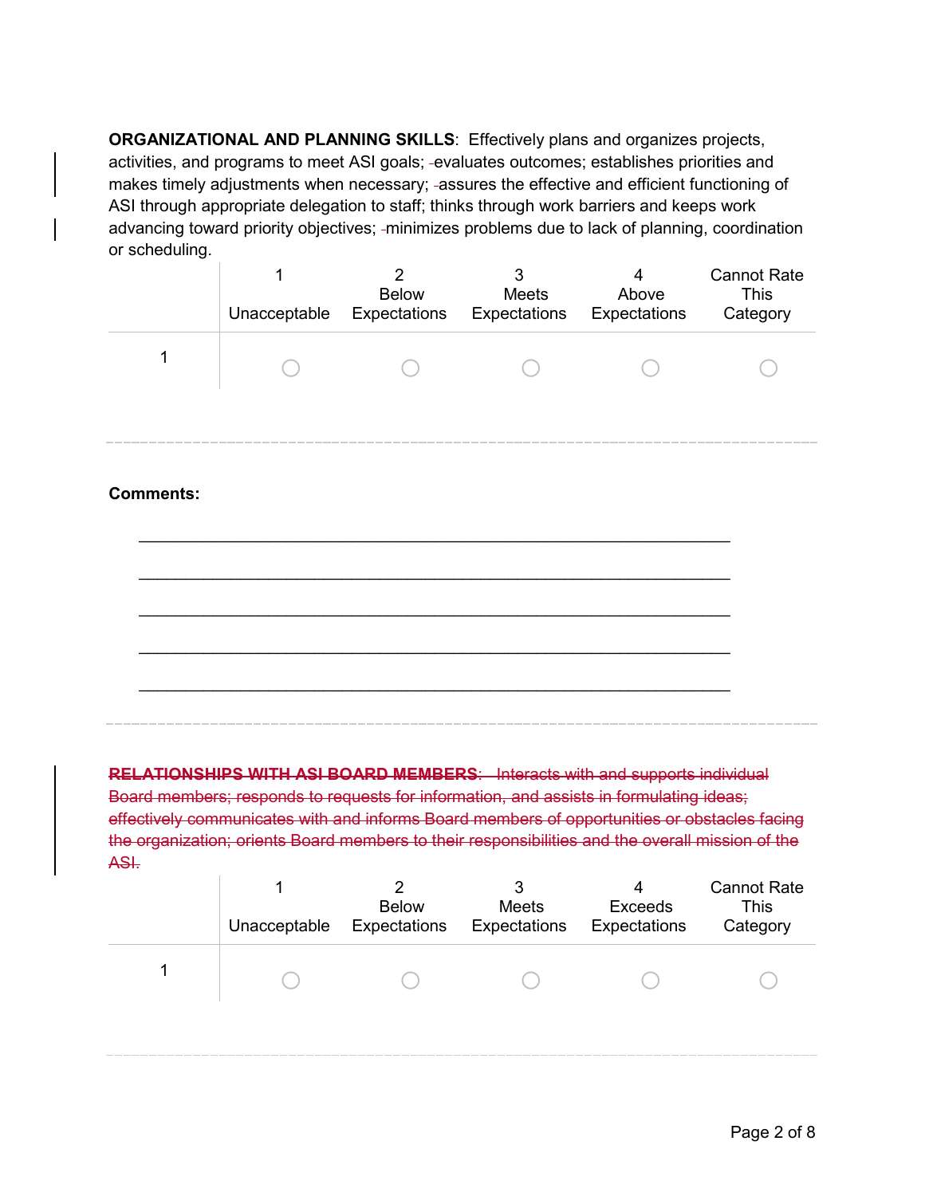**ORGANIZATIONAL AND PLANNING SKILLS**: Effectively plans and organizes projects, activities, and programs to meet ASI goals; evaluates outcomes; establishes priorities and makes timely adjustments when necessary; assures the effective and efficient functioning of ASI through appropriate delegation to staff; thinks through work barriers and keeps work advancing toward priority objectives; minimizes problems due to lack of planning, coordination or scheduling.

| | 1<br>Unacceptable | 2<br>Below Expectations | 3<br>Meets Expectations | 4<br>Above Expectations | Cannot Rate This Category |
|---|---|---|---|---|---|
| 1 | ○ | ○ | ○ | ○ | ○ |

**Comments:**

______________________________________________________________

______________________________________________________________

______________________________________________________________

______________________________________________________________

______________________________________________________________

~~**RELATIONSHIPS WITH ASI BOARD MEMBERS**: Interacts with and supports individual Board members; responds to requests for information, and assists in formulating ideas; effectively communicates with and informs Board members of opportunities or obstacles facing the organization; orients Board members to their responsibilities and the overall mission of the ASI.~~

| | 1<br>Unacceptable | 2<br>Below Expectations | 3<br>Meets Expectations | 4<br>Exceeds Expectations | Cannot Rate This Category |
|---|---|---|---|---|---|
| 1 | ○ | ○ | ○ | ○ | ○ |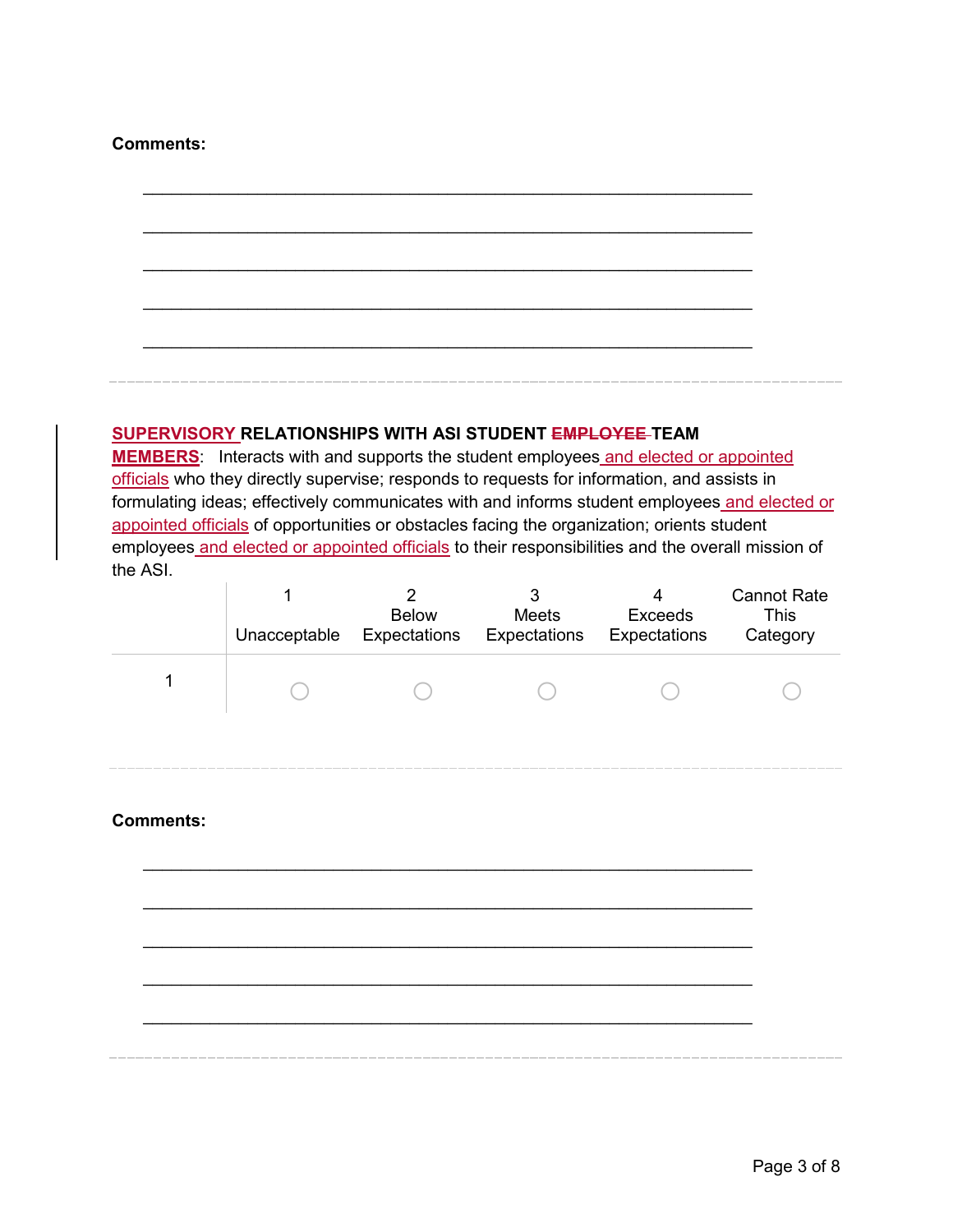**Comments:**

\_\_\_\_\_\_\_\_\_\_\_\_\_\_\_\_\_\_\_\_\_\_\_\_\_\_\_\_\_\_\_\_\_\_\_\_\_\_\_\_\_\_\_\_\_\_\_\_\_\_\_\_\_\_\_\_\_\_\_\_

\_\_\_\_\_\_\_\_\_\_\_\_\_\_\_\_\_\_\_\_\_\_\_\_\_\_\_\_\_\_\_\_\_\_\_\_\_\_\_\_\_\_\_\_\_\_\_\_\_\_\_\_\_\_\_\_\_\_\_\_

\_\_\_\_\_\_\_\_\_\_\_\_\_\_\_\_\_\_\_\_\_\_\_\_\_\_\_\_\_\_\_\_\_\_\_\_\_\_\_\_\_\_\_\_\_\_\_\_\_\_\_\_\_\_\_\_\_\_\_\_

\_\_\_\_\_\_\_\_\_\_\_\_\_\_\_\_\_\_\_\_\_\_\_\_\_\_\_\_\_\_\_\_\_\_\_\_\_\_\_\_\_\_\_\_\_\_\_\_\_\_\_\_\_\_\_\_\_\_\_\_

\_\_\_\_\_\_\_\_\_\_\_\_\_\_\_\_\_\_\_\_\_\_\_\_\_\_\_\_\_\_\_\_\_\_\_\_\_\_\_\_\_\_\_\_\_\_\_\_\_\_\_\_\_\_\_\_\_\_\_\_

---

**SUPERVISORY RELATIONSHIPS WITH ASI STUDENT ~~EMPLOYEE~~ TEAM MEMBERS**: Interacts with and supports the student employees and elected or appointed officials who they directly supervise; responds to requests for information, and assists in formulating ideas; effectively communicates with and informs student employees and elected or appointed officials of opportunities or obstacles facing the organization; orients student employees and elected or appointed officials to their responsibilities and the overall mission of the ASI.

| | 1<br>Unacceptable | 2<br>Below Expectations | 3<br>Meets Expectations | 4<br>Exceeds Expectations | Cannot Rate This Category |
|---|---|---|---|---|---|
| 1 | ○ | ○ | ○ | ○ | ○ |

---

**Comments:**

\_\_\_\_\_\_\_\_\_\_\_\_\_\_\_\_\_\_\_\_\_\_\_\_\_\_\_\_\_\_\_\_\_\_\_\_\_\_\_\_\_\_\_\_\_\_\_\_\_\_\_\_\_\_\_\_\_\_\_\_

\_\_\_\_\_\_\_\_\_\_\_\_\_\_\_\_\_\_\_\_\_\_\_\_\_\_\_\_\_\_\_\_\_\_\_\_\_\_\_\_\_\_\_\_\_\_\_\_\_\_\_\_\_\_\_\_\_\_\_\_

\_\_\_\_\_\_\_\_\_\_\_\_\_\_\_\_\_\_\_\_\_\_\_\_\_\_\_\_\_\_\_\_\_\_\_\_\_\_\_\_\_\_\_\_\_\_\_\_\_\_\_\_\_\_\_\_\_\_\_\_

\_\_\_\_\_\_\_\_\_\_\_\_\_\_\_\_\_\_\_\_\_\_\_\_\_\_\_\_\_\_\_\_\_\_\_\_\_\_\_\_\_\_\_\_\_\_\_\_\_\_\_\_\_\_\_\_\_\_\_\_

\_\_\_\_\_\_\_\_\_\_\_\_\_\_\_\_\_\_\_\_\_\_\_\_\_\_\_\_\_\_\_\_\_\_\_\_\_\_\_\_\_\_\_\_\_\_\_\_\_\_\_\_\_\_\_\_\_\_\_\_

---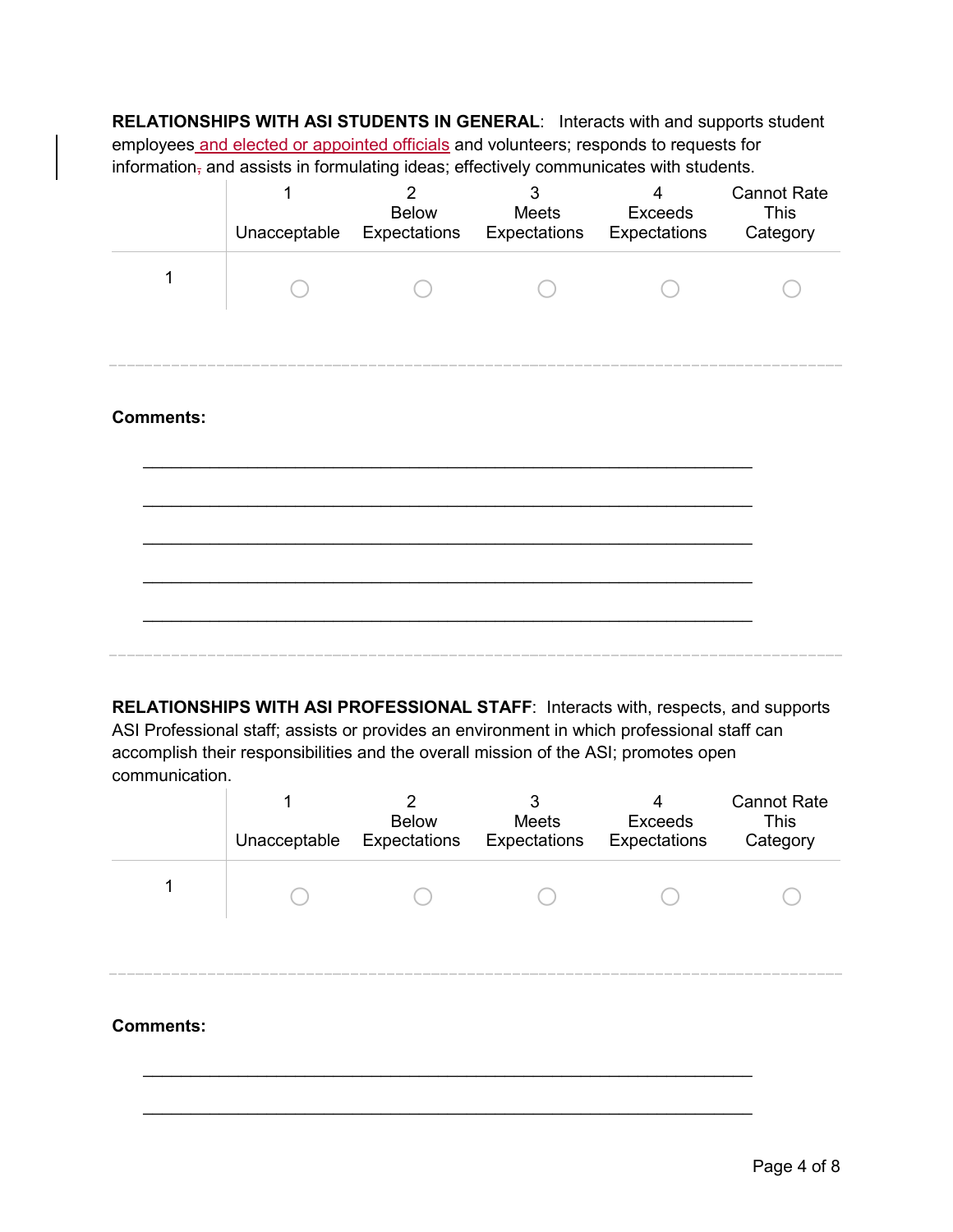**RELATIONSHIPS WITH ASI STUDENTS IN GENERAL**: Interacts with and supports student employees and elected or appointed officials and volunteers; responds to requests for information, and assists in formulating ideas; effectively communicates with students.

| | 1<br>Unacceptable | 2<br>Below Expectations | 3<br>Meets Expectations | 4<br>Exceeds Expectations | Cannot Rate This Category |
|---|---|---|---|---|---|
| 1 | ○ | ○ | ○ | ○ | ○ |

**Comments:**

\_\_\_\_\_\_\_\_\_\_\_\_\_\_\_\_\_\_\_\_\_\_\_\_\_\_\_\_\_\_\_\_\_\_\_\_\_\_\_\_\_\_\_\_\_\_\_\_\_\_\_\_\_\_\_\_\_\_\_\_

\_\_\_\_\_\_\_\_\_\_\_\_\_\_\_\_\_\_\_\_\_\_\_\_\_\_\_\_\_\_\_\_\_\_\_\_\_\_\_\_\_\_\_\_\_\_\_\_\_\_\_\_\_\_\_\_\_\_\_\_

\_\_\_\_\_\_\_\_\_\_\_\_\_\_\_\_\_\_\_\_\_\_\_\_\_\_\_\_\_\_\_\_\_\_\_\_\_\_\_\_\_\_\_\_\_\_\_\_\_\_\_\_\_\_\_\_\_\_\_\_

\_\_\_\_\_\_\_\_\_\_\_\_\_\_\_\_\_\_\_\_\_\_\_\_\_\_\_\_\_\_\_\_\_\_\_\_\_\_\_\_\_\_\_\_\_\_\_\_\_\_\_\_\_\_\_\_\_\_\_\_

\_\_\_\_\_\_\_\_\_\_\_\_\_\_\_\_\_\_\_\_\_\_\_\_\_\_\_\_\_\_\_\_\_\_\_\_\_\_\_\_\_\_\_\_\_\_\_\_\_\_\_\_\_\_\_\_\_\_\_\_

**RELATIONSHIPS WITH ASI PROFESSIONAL STAFF**: Interacts with, respects, and supports ASI Professional staff; assists or provides an environment in which professional staff can accomplish their responsibilities and the overall mission of the ASI; promotes open communication.

| | 1<br>Unacceptable | 2<br>Below Expectations | 3<br>Meets Expectations | 4<br>Exceeds Expectations | Cannot Rate This Category |
|---|---|---|---|---|---|
| 1 | ○ | ○ | ○ | ○ | ○ |

**Comments:**

\_\_\_\_\_\_\_\_\_\_\_\_\_\_\_\_\_\_\_\_\_\_\_\_\_\_\_\_\_\_\_\_\_\_\_\_\_\_\_\_\_\_\_\_\_\_\_\_\_\_\_\_\_\_\_\_\_\_\_\_

\_\_\_\_\_\_\_\_\_\_\_\_\_\_\_\_\_\_\_\_\_\_\_\_\_\_\_\_\_\_\_\_\_\_\_\_\_\_\_\_\_\_\_\_\_\_\_\_\_\_\_\_\_\_\_\_\_\_\_\_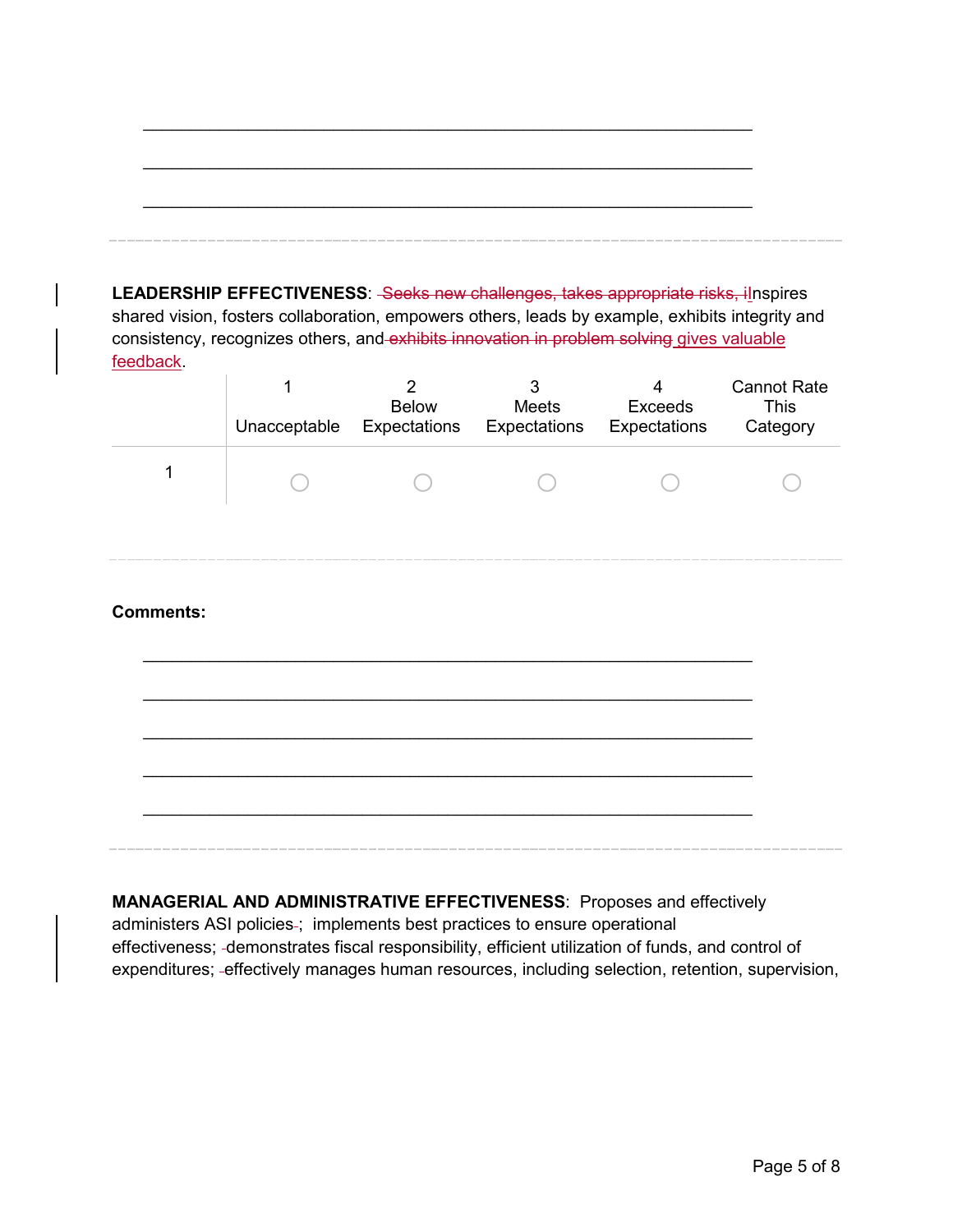\_\_\_\_\_\_\_\_\_\_\_\_\_\_\_\_\_\_\_\_\_\_\_\_\_\_\_\_\_\_\_\_\_\_\_\_\_\_\_\_\_\_\_\_\_\_\_\_\_\_\_\_\_\_\_\_\_\_\_\_\_\_

\_\_\_\_\_\_\_\_\_\_\_\_\_\_\_\_\_\_\_\_\_\_\_\_\_\_\_\_\_\_\_\_\_\_\_\_\_\_\_\_\_\_\_\_\_\_\_\_\_\_\_\_\_\_\_\_\_\_\_\_\_\_

\_\_\_\_\_\_\_\_\_\_\_\_\_\_\_\_\_\_\_\_\_\_\_\_\_\_\_\_\_\_\_\_\_\_\_\_\_\_\_\_\_\_\_\_\_\_\_\_\_\_\_\_\_\_\_\_\_\_\_\_\_\_

---

**LEADERSHIP EFFECTIVENESS**: ~~Seeks new challenges, takes appropriate risks, i~~Inspires shared vision, fosters collaboration, empowers others, leads by example, exhibits integrity and consistency, recognizes others, and ~~exhibits innovation in problem solving~~ gives valuable feedback.

| | 1 Unacceptable | 2 Below Expectations | 3 Meets Expectations | 4 Exceeds Expectations | Cannot Rate This Category |
|---|---|---|---|---|---|
| 1 | ○ | ○ | ○ | ○ | ○ |

---

**Comments:**

\_\_\_\_\_\_\_\_\_\_\_\_\_\_\_\_\_\_\_\_\_\_\_\_\_\_\_\_\_\_\_\_\_\_\_\_\_\_\_\_\_\_\_\_\_\_\_\_\_\_\_\_\_\_\_\_\_\_\_\_\_\_

\_\_\_\_\_\_\_\_\_\_\_\_\_\_\_\_\_\_\_\_\_\_\_\_\_\_\_\_\_\_\_\_\_\_\_\_\_\_\_\_\_\_\_\_\_\_\_\_\_\_\_\_\_\_\_\_\_\_\_\_\_\_

\_\_\_\_\_\_\_\_\_\_\_\_\_\_\_\_\_\_\_\_\_\_\_\_\_\_\_\_\_\_\_\_\_\_\_\_\_\_\_\_\_\_\_\_\_\_\_\_\_\_\_\_\_\_\_\_\_\_\_\_\_\_

\_\_\_\_\_\_\_\_\_\_\_\_\_\_\_\_\_\_\_\_\_\_\_\_\_\_\_\_\_\_\_\_\_\_\_\_\_\_\_\_\_\_\_\_\_\_\_\_\_\_\_\_\_\_\_\_\_\_\_\_\_\_

\_\_\_\_\_\_\_\_\_\_\_\_\_\_\_\_\_\_\_\_\_\_\_\_\_\_\_\_\_\_\_\_\_\_\_\_\_\_\_\_\_\_\_\_\_\_\_\_\_\_\_\_\_\_\_\_\_\_\_\_\_\_

---

**MANAGERIAL AND ADMINISTRATIVE EFFECTIVENESS**: Proposes and effectively administers ASI policies; implements best practices to ensure operational effectiveness; demonstrates fiscal responsibility, efficient utilization of funds, and control of expenditures; effectively manages human resources, including selection, retention, supervision,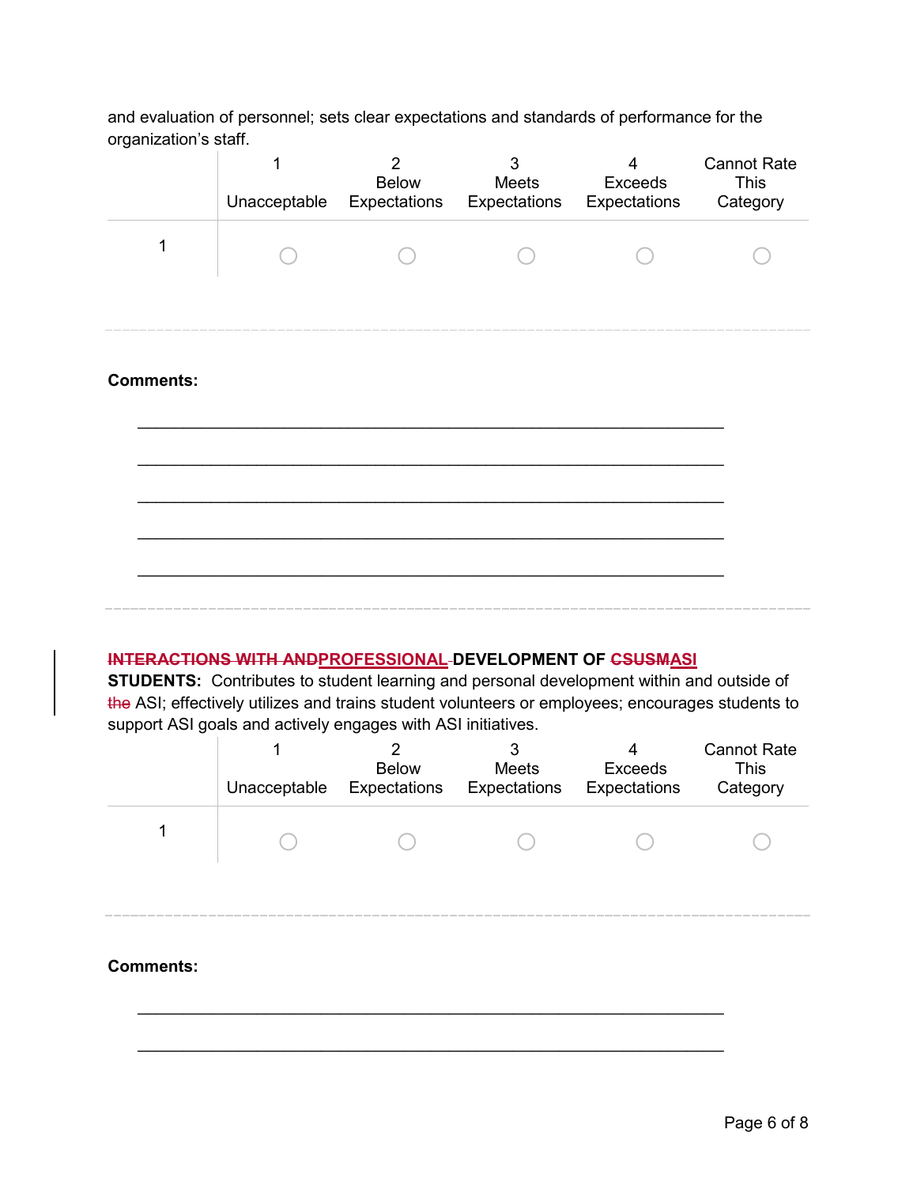and evaluation of personnel; sets clear expectations and standards of performance for the organization's staff.

| | 1<br>Unacceptable | 2<br>Below Expectations | 3<br>Meets Expectations | 4<br>Exceeds Expectations | Cannot Rate This Category |
|---|---|---|---|---|---|
| 1 | ○ | ○ | ○ | ○ | ○ |

**Comments:**

\_\_\_\_\_\_\_\_\_\_\_\_\_\_\_\_\_\_\_\_\_\_\_\_\_\_\_\_\_\_\_\_\_\_\_\_\_\_\_\_\_\_\_\_\_\_\_\_\_\_\_\_\_\_\_\_\_\_

\_\_\_\_\_\_\_\_\_\_\_\_\_\_\_\_\_\_\_\_\_\_\_\_\_\_\_\_\_\_\_\_\_\_\_\_\_\_\_\_\_\_\_\_\_\_\_\_\_\_\_\_\_\_\_\_\_\_

\_\_\_\_\_\_\_\_\_\_\_\_\_\_\_\_\_\_\_\_\_\_\_\_\_\_\_\_\_\_\_\_\_\_\_\_\_\_\_\_\_\_\_\_\_\_\_\_\_\_\_\_\_\_\_\_\_\_

\_\_\_\_\_\_\_\_\_\_\_\_\_\_\_\_\_\_\_\_\_\_\_\_\_\_\_\_\_\_\_\_\_\_\_\_\_\_\_\_\_\_\_\_\_\_\_\_\_\_\_\_\_\_\_\_\_\_

\_\_\_\_\_\_\_\_\_\_\_\_\_\_\_\_\_\_\_\_\_\_\_\_\_\_\_\_\_\_\_\_\_\_\_\_\_\_\_\_\_\_\_\_\_\_\_\_\_\_\_\_\_\_\_\_\_\_

**~~INTERACTIONS WITH AND~~PROFESSIONAL DEVELOPMENT OF ~~CSUSM~~ASI STUDENTS:** Contributes to student learning and personal development within and outside of ~~the~~ ASI; effectively utilizes and trains student volunteers or employees; encourages students to support ASI goals and actively engages with ASI initiatives.

| | 1<br>Unacceptable | 2<br>Below Expectations | 3<br>Meets Expectations | 4<br>Exceeds Expectations | Cannot Rate This Category |
|---|---|---|---|---|---|
| 1 | ○ | ○ | ○ | ○ | ○ |

**Comments:**

\_\_\_\_\_\_\_\_\_\_\_\_\_\_\_\_\_\_\_\_\_\_\_\_\_\_\_\_\_\_\_\_\_\_\_\_\_\_\_\_\_\_\_\_\_\_\_\_\_\_\_\_\_\_\_\_\_\_

\_\_\_\_\_\_\_\_\_\_\_\_\_\_\_\_\_\_\_\_\_\_\_\_\_\_\_\_\_\_\_\_\_\_\_\_\_\_\_\_\_\_\_\_\_\_\_\_\_\_\_\_\_\_\_\_\_\_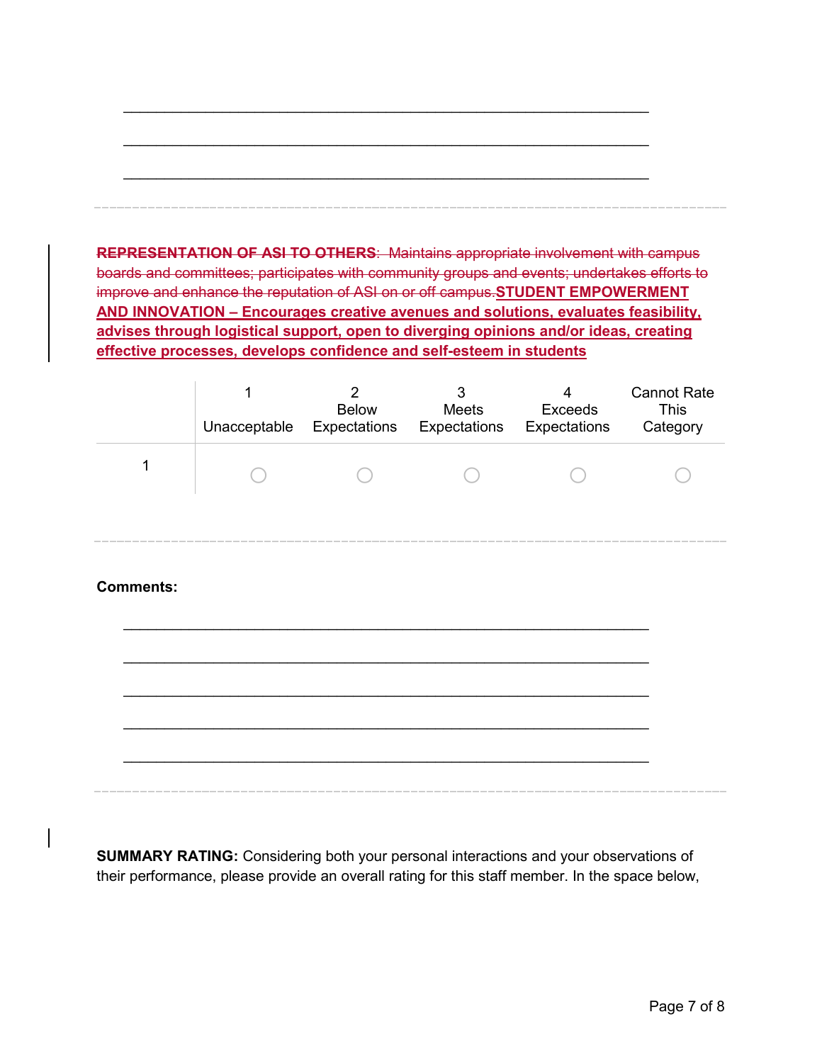\_\_\_\_\_\_\_\_\_\_\_\_\_\_\_\_\_\_\_\_\_\_\_\_\_\_\_\_\_\_\_\_\_\_\_\_\_\_\_\_\_\_\_\_\_\_\_\_\_\_\_\_\_\_\_\_\_\_\_\_

\_\_\_\_\_\_\_\_\_\_\_\_\_\_\_\_\_\_\_\_\_\_\_\_\_\_\_\_\_\_\_\_\_\_\_\_\_\_\_\_\_\_\_\_\_\_\_\_\_\_\_\_\_\_\_\_\_\_\_\_

\_\_\_\_\_\_\_\_\_\_\_\_\_\_\_\_\_\_\_\_\_\_\_\_\_\_\_\_\_\_\_\_\_\_\_\_\_\_\_\_\_\_\_\_\_\_\_\_\_\_\_\_\_\_\_\_\_\_\_\_

---

~~**REPRESENTATION OF ASI TO OTHERS**: Maintains appropriate involvement with campus boards and committees; participates with community groups and events; undertakes efforts to improve and enhance the reputation of ASI on or off campus.~~**STUDENT EMPOWERMENT AND INNOVATION – Encourages creative avenues and solutions, evaluates feasibility, advises through logistical support, open to diverging opinions and/or ideas, creating effective processes, develops confidence and self-esteem in students**

| | 1 Unacceptable | 2 Below Expectations | 3 Meets Expectations | 4 Exceeds Expectations | Cannot Rate This Category |
|---|---|---|---|---|---|
| 1 | ○ | ○ | ○ | ○ | ○ |

---

**Comments:**

\_\_\_\_\_\_\_\_\_\_\_\_\_\_\_\_\_\_\_\_\_\_\_\_\_\_\_\_\_\_\_\_\_\_\_\_\_\_\_\_\_\_\_\_\_\_\_\_\_\_\_\_\_\_\_\_\_\_\_\_

\_\_\_\_\_\_\_\_\_\_\_\_\_\_\_\_\_\_\_\_\_\_\_\_\_\_\_\_\_\_\_\_\_\_\_\_\_\_\_\_\_\_\_\_\_\_\_\_\_\_\_\_\_\_\_\_\_\_\_\_

\_\_\_\_\_\_\_\_\_\_\_\_\_\_\_\_\_\_\_\_\_\_\_\_\_\_\_\_\_\_\_\_\_\_\_\_\_\_\_\_\_\_\_\_\_\_\_\_\_\_\_\_\_\_\_\_\_\_\_\_

\_\_\_\_\_\_\_\_\_\_\_\_\_\_\_\_\_\_\_\_\_\_\_\_\_\_\_\_\_\_\_\_\_\_\_\_\_\_\_\_\_\_\_\_\_\_\_\_\_\_\_\_\_\_\_\_\_\_\_\_

\_\_\_\_\_\_\_\_\_\_\_\_\_\_\_\_\_\_\_\_\_\_\_\_\_\_\_\_\_\_\_\_\_\_\_\_\_\_\_\_\_\_\_\_\_\_\_\_\_\_\_\_\_\_\_\_\_\_\_\_

---

**SUMMARY RATING:** Considering both your personal interactions and your observations of their performance, please provide an overall rating for this staff member. In the space below,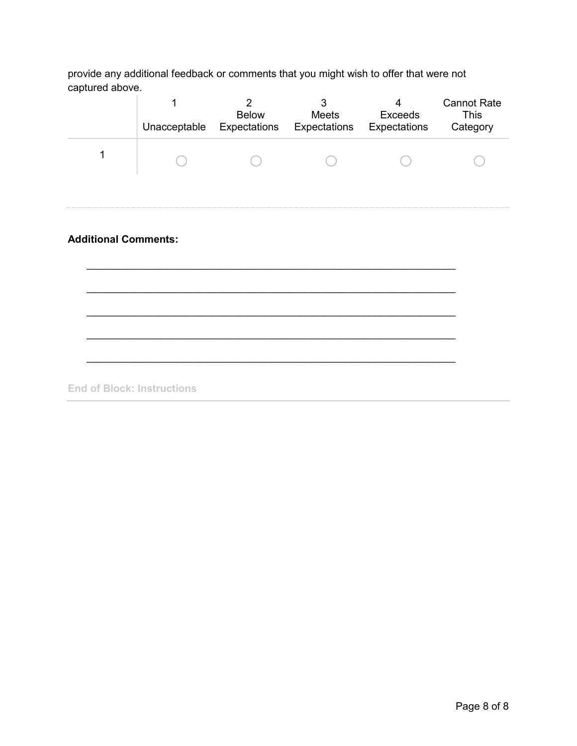provide any additional feedback or comments that you might wish to offer that were not captured above.

| | 1<br>Unacceptable | 2<br>Below Expectations | 3<br>Meets Expectations | 4<br>Exceeds Expectations | Cannot Rate This Category |
|---|---|---|---|---|---|
| 1 | ○ | ○ | ○ | ○ | ○ |

**Additional Comments:**

________________________________________________________________

________________________________________________________________

________________________________________________________________

________________________________________________________________

________________________________________________________________

End of Block: Instructions